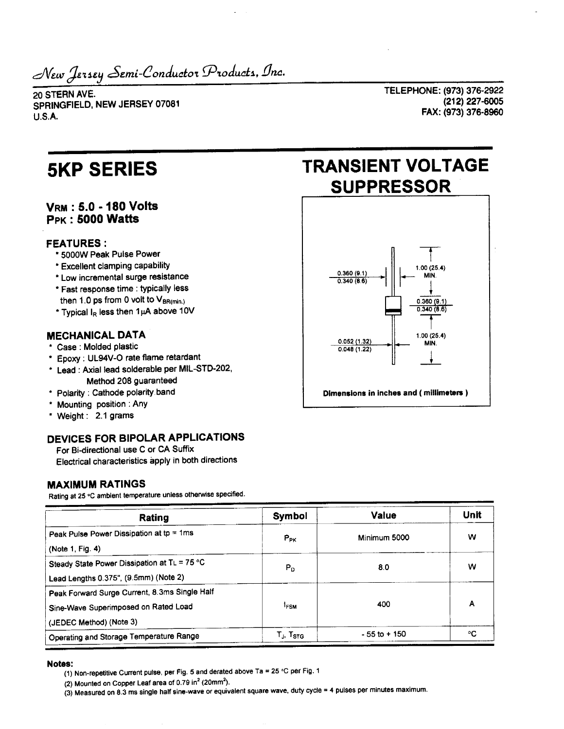*New Jersey Semi-Conductor Products, Inc.*

20 STERN AVE.
SPRINGFIELD, NEW JERSEY 07081
U.S.A.

TELEPHONE: (973) 376-2922
(212) 227-6005
FAX: (973) 376-8960

# 5KP SERIES

# TRANSIENT VOLTAGE SUPPRESSOR

**$V_{RM}$ : 5.0 - 180 Volts**
**$P_{PK}$ : 5000 Watts**

### FEATURES :

* 5000W Peak Pulse Power
* Excellent clamping capability
* Low incremental surge resistance
* Fast response time : typically less then 1.0 ps from 0 volt to $V_{BR(min.)}$
* Typical $I_R$ less then 1μA above 10V

### MECHANICAL DATA

* Case : Molded plastic
* Epoxy : UL94V-O rate flame retardant
* Lead : Axial lead solderable per MIL-STD-202, Method 208 guaranteed
* Polarity : Cathode polarity band
* Mounting position : Any
* Weight : 2.1 grams

0.360 (9.1) / 0.340 (8.6)
1.00 (25.4) MIN.
0.360 (9.1) / 0.340 (8.6)
1.00 (25.4) MIN.
0.052 (1.32) / 0.048 (1.22)

**Dimensions in inches and ( millimeters )**

### DEVICES FOR BIPOLAR APPLICATIONS

For Bi-directional use C or CA Suffix
Electrical characteristics apply in both directions

### MAXIMUM RATINGS

Rating at 25 °C ambient temperature unless otherwise specified.

| Rating | Symbol | Value | Unit |
|---|---|---|---|
| Peak Pulse Power Dissipation at tp = 1ms (Note 1, Fig. 4) | $P_{PK}$ | Minimum 5000 | W |
| Steady State Power Dissipation at $T_L$ = 75 °C Lead Lengths 0.375", (9.5mm) (Note 2) | $P_D$ | 8.0 | W |
| Peak Forward Surge Current, 8.3ms Single Half Sine-Wave Superimposed on Rated Load (JEDEC Method) (Note 3) | $I_{FSM}$ | 400 | A |
| Operating and Storage Temperature Range | $T_J$, $T_{STG}$ | - 55 to + 150 | °C |

**Notes:**

(1) Non-repetitive Current pulse, per Fig. 5 and derated above Ta = 25 °C per Fig. 1

(2) Mounted on Copper Leaf area of 0.79 in$^2$ (20mm$^2$).

(3) Measured on 8.3 ms single half sine-wave or equivalent square wave, duty cycle = 4 pulses per minutes maximum.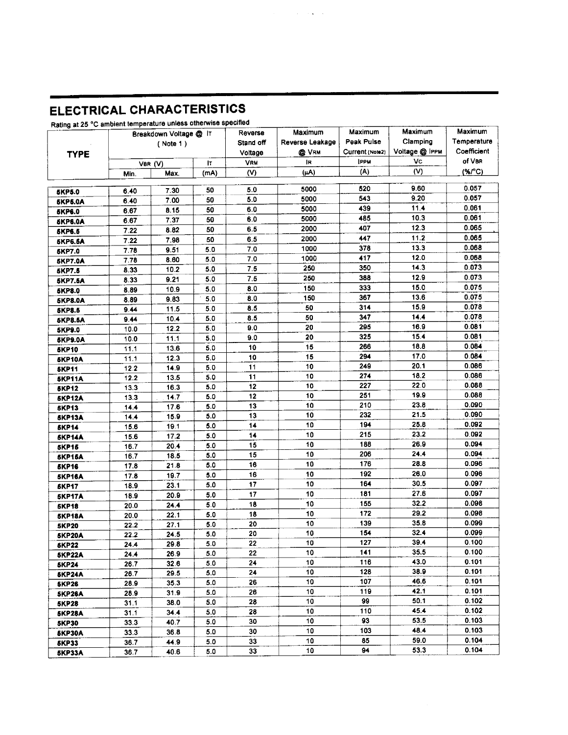## ELECTRICAL CHARACTERISTICS

Rating at 25 °C ambient temperature unless otherwise specified

| TYPE | Breakdown Voltage @ $I_T$ (Note 1) | | | Reverse Stand off Voltage | Maximum Reverse Leakage @ $V_{RM}$ | Maximum Peak Pulse Current (Note2) | Maximum Clamping Voltage @ $I_{PPM}$ | Maximum Temperature Coefficient of $V_{BR}$ |
|---|---|---|---|---|---|---|---|---|
| | $V_{BR}$ (V) | | $I_T$ | $V_{RM}$ | $I_R$ | $I_{PPM}$ | $V_C$ | |
| | Min. | Max. | (mA) | (V) | (μA) | (A) | (V) | (%/°C) |
| 5KP5.0 | 6.40 | 7.30 | 50 | 5.0 | 5000 | 520 | 9.60 | 0.057 |
| 5KP5.0A | 6.40 | 7.00 | 50 | 5.0 | 5000 | 543 | 9.20 | 0.057 |
| 5KP6.0 | 6.67 | 8.15 | 50 | 6.0 | 5000 | 439 | 11.4 | 0.061 |
| 5KP6.0A | 6.67 | 7.37 | 50 | 6.0 | 5000 | 485 | 10.3 | 0.061 |
| 5KP6.5 | 7.22 | 8.82 | 50 | 6.5 | 2000 | 407 | 12.3 | 0.065 |
| 5KP6.5A | 7.22 | 7.98 | 50 | 6.5 | 2000 | 447 | 11.2 | 0.065 |
| 5KP7.0 | 7.78 | 9.51 | 5.0 | 7.0 | 1000 | 378 | 13.3 | 0.068 |
| 5KP7.0A | 7.78 | 8.60 | 5.0 | 7.0 | 1000 | 417 | 12.0 | 0.068 |
| 5KP7.5 | 8.33 | 10.2 | 5.0 | 7.5 | 250 | 350 | 14.3 | 0.073 |
| 5KP7.5A | 8.33 | 9.21 | 5.0 | 7.5 | 250 | 388 | 12.9 | 0.073 |
| 5KP8.0 | 8.89 | 10.9 | 5.0 | 8.0 | 150 | 333 | 15.0 | 0.075 |
| 5KP8.0A | 8.89 | 9.83 | 5.0 | 8.0 | 150 | 367 | 13.6 | 0.075 |
| 5KP8.5 | 9.44 | 11.5 | 5.0 | 8.5 | 50 | 314 | 15.9 | 0.078 |
| 5KP8.5A | 9.44 | 10.4 | 5.0 | 8.5 | 50 | 347 | 14.4 | 0.078 |
| 5KP9.0 | 10.0 | 12.2 | 5.0 | 9.0 | 20 | 295 | 16.9 | 0.081 |
| 5KP9.0A | 10.0 | 11.1 | 5.0 | 9.0 | 20 | 325 | 15.4 | 0.081 |
| 5KP10 | 11.1 | 13.6 | 5.0 | 10 | 15 | 266 | 18.8 | 0.084 |
| 5KP10A | 11.1 | 12.3 | 5.0 | 10 | 15 | 294 | 17.0 | 0.084 |
| 5KP11 | 12.2 | 14.9 | 5.0 | 11 | 10 | 249 | 20.1 | 0.086 |
| 5KP11A | 12.2 | 13.5 | 5.0 | 11 | 10 | 274 | 18.2 | 0.086 |
| 5KP12 | 13.3 | 16.3 | 5.0 | 12 | 10 | 227 | 22.0 | 0.088 |
| 5KP12A | 13.3 | 14.7 | 5.0 | 12 | 10 | 251 | 19.9 | 0.088 |
| 5KP13 | 14.4 | 17.6 | 5.0 | 13 | 10 | 210 | 23.8 | 0.090 |
| 5KP13A | 14.4 | 15.9 | 5.0 | 13 | 10 | 232 | 21.5 | 0.090 |
| 5KP14 | 15.6 | 19.1 | 5.0 | 14 | 10 | 194 | 25.8 | 0.092 |
| 5KP14A | 15.6 | 17.2 | 5.0 | 14 | 10 | 215 | 23.2 | 0.092 |
| 5KP15 | 16.7 | 20.4 | 5.0 | 15 | 10 | 188 | 26.9 | 0.094 |
| 5KP15A | 16.7 | 18.5 | 5.0 | 15 | 10 | 206 | 24.4 | 0.094 |
| 5KP16 | 17.8 | 21.8 | 5.0 | 16 | 10 | 176 | 28.8 | 0.096 |
| 5KP16A | 17.8 | 19.7 | 5.0 | 16 | 10 | 192 | 26.0 | 0.096 |
| 5KP17 | 18.9 | 23.1 | 5.0 | 17 | 10 | 164 | 30.5 | 0.097 |
| 5KP17A | 18.9 | 20.9 | 5.0 | 17 | 10 | 181 | 27.6 | 0.097 |
| 5KP18 | 20.0 | 24.4 | 5.0 | 18 | 10 | 155 | 32.2 | 0.098 |
| 5KP18A | 20.0 | 22.1 | 5.0 | 18 | 10 | 172 | 29.2 | 0.098 |
| 5KP20 | 22.2 | 27.1 | 5.0 | 20 | 10 | 139 | 35.8 | 0.099 |
| 5KP20A | 22.2 | 24.5 | 5.0 | 20 | 10 | 154 | 32.4 | 0.099 |
| 5KP22 | 24.4 | 29.8 | 5.0 | 22 | 10 | 127 | 39.4 | 0.100 |
| 5KP22A | 24.4 | 26.9 | 5.0 | 22 | 10 | 141 | 35.5 | 0.100 |
| 5KP24 | 26.7 | 32.6 | 5.0 | 24 | 10 | 116 | 43.0 | 0.101 |
| 5KP24A | 26.7 | 29.5 | 5.0 | 24 | 10 | 128 | 38.9 | 0.101 |
| 5KP26 | 28.9 | 35.3 | 5.0 | 26 | 10 | 107 | 46.6 | 0.101 |
| 5KP26A | 28.9 | 31.9 | 5.0 | 26 | 10 | 119 | 42.1 | 0.101 |
| 5KP28 | 31.1 | 38.0 | 5.0 | 28 | 10 | 99 | 50.1 | 0.102 |
| 5KP28A | 31.1 | 34.4 | 5.0 | 28 | 10 | 110 | 45.4 | 0.102 |
| 5KP30 | 33.3 | 40.7 | 5.0 | 30 | 10 | 93 | 53.5 | 0.103 |
| 5KP30A | 33.3 | 36.8 | 5.0 | 30 | 10 | 103 | 48.4 | 0.103 |
| 5KP33 | 36.7 | 44.9 | 5.0 | 33 | 10 | 85 | 59.0 | 0.104 |
| 5KP33A | 36.7 | 40.6 | 5.0 | 33 | 10 | 94 | 53.3 | 0.104 |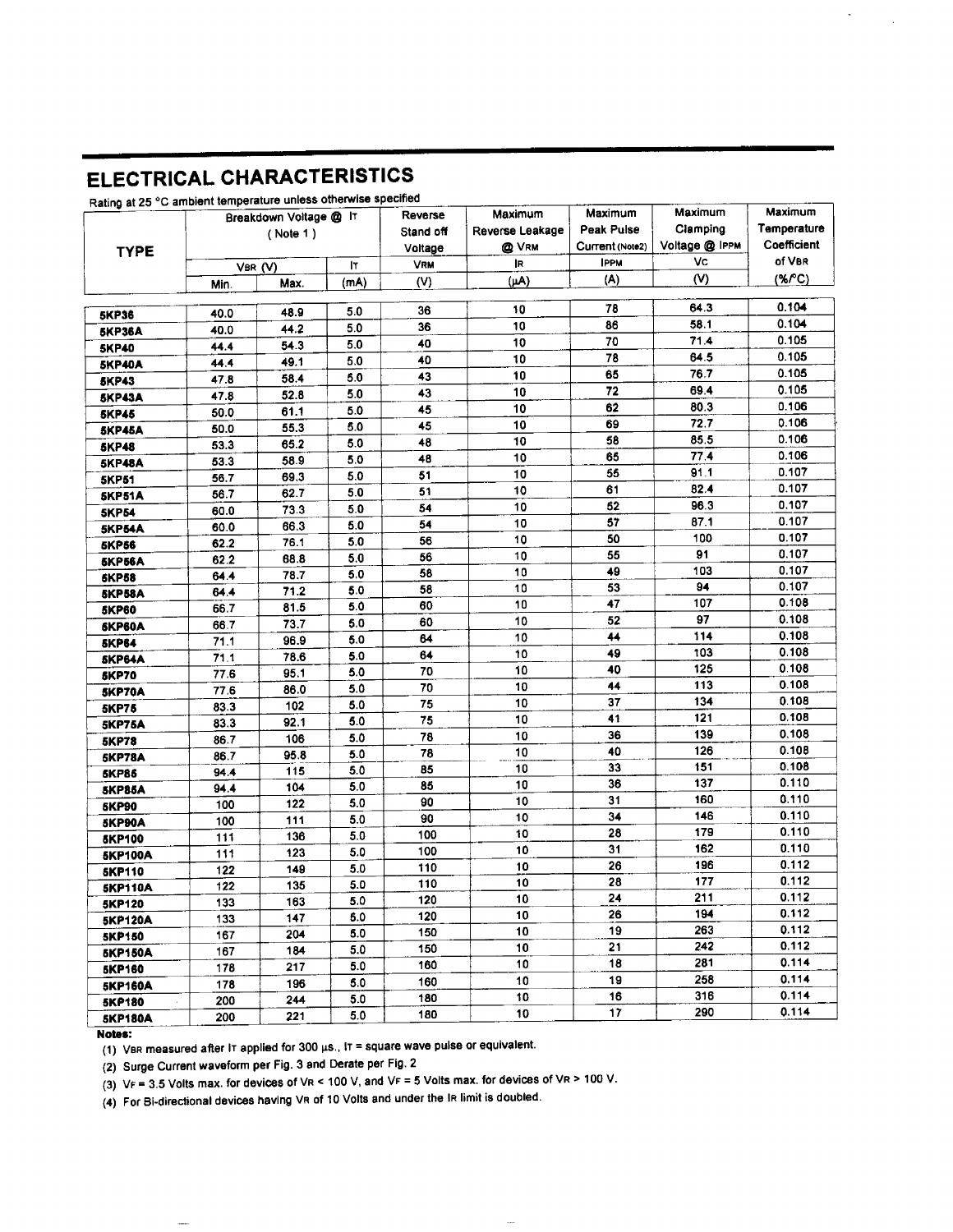## ELECTRICAL CHARACTERISTICS

Rating at 25 °C ambient temperature unless otherwise specified

| TYPE | Breakdown Voltage @ $I_T$ (Note 1) | | | Reverse Stand off Voltage | Maximum Reverse Leakage @ $V_{RM}$ | Maximum Peak Pulse Current (Note2) | Maximum Clamping Voltage @ $I_{PPM}$ | Maximum Temperature Coefficient of $V_{BR}$ |
|---|---|---|---|---|---|---|---|---|
| | $V_{BR}$ (V) | | $I_T$ | $V_{RM}$ | $I_R$ | $I_{PPM}$ | $V_C$ | |
| | Min. | Max. | (mA) | (V) | (μA) | (A) | (V) | (%/°C) |
| 5KP36 | 40.0 | 48.9 | 5.0 | 36 | 10 | 78 | 64.3 | 0.104 |
| 5KP36A | 40.0 | 44.2 | 5.0 | 36 | 10 | 86 | 58.1 | 0.104 |
| 5KP40 | 44.4 | 54.3 | 5.0 | 40 | 10 | 70 | 71.4 | 0.105 |
| 5KP40A | 44.4 | 49.1 | 5.0 | 40 | 10 | 78 | 64.5 | 0.105 |
| 5KP43 | 47.8 | 58.4 | 5.0 | 43 | 10 | 65 | 76.7 | 0.105 |
| 5KP43A | 47.8 | 52.8 | 5.0 | 43 | 10 | 72 | 69.4 | 0.105 |
| 5KP45 | 50.0 | 61.1 | 5.0 | 45 | 10 | 62 | 80.3 | 0.106 |
| 5KP45A | 50.0 | 55.3 | 5.0 | 45 | 10 | 69 | 72.7 | 0.106 |
| 5KP48 | 53.3 | 65.2 | 5.0 | 48 | 10 | 58 | 85.5 | 0.106 |
| 5KP48A | 53.3 | 58.9 | 5.0 | 48 | 10 | 65 | 77.4 | 0.106 |
| 5KP51 | 56.7 | 69.3 | 5.0 | 51 | 10 | 55 | 91.1 | 0.107 |
| 5KP51A | 56.7 | 62.7 | 5.0 | 51 | 10 | 61 | 82.4 | 0.107 |
| 5KP54 | 60.0 | 73.3 | 5.0 | 54 | 10 | 52 | 96.3 | 0.107 |
| 5KP54A | 60.0 | 66.3 | 5.0 | 54 | 10 | 57 | 87.1 | 0.107 |
| 5KP56 | 62.2 | 76.1 | 5.0 | 56 | 10 | 50 | 100 | 0.107 |
| 5KP56A | 62.2 | 68.8 | 5.0 | 56 | 10 | 55 | 91 | 0.107 |
| 5KP58 | 64.4 | 78.7 | 5.0 | 58 | 10 | 49 | 103 | 0.107 |
| 5KP58A | 64.4 | 71.2 | 5.0 | 58 | 10 | 53 | 94 | 0.107 |
| 5KP60 | 66.7 | 81.5 | 5.0 | 60 | 10 | 47 | 107 | 0.108 |
| 5KP60A | 66.7 | 73.7 | 5.0 | 60 | 10 | 52 | 97 | 0.108 |
| 5KP64 | 71.1 | 96.9 | 5.0 | 64 | 10 | 44 | 114 | 0.108 |
| 5KP64A | 71.1 | 78.6 | 5.0 | 64 | 10 | 49 | 103 | 0.108 |
| 5KP70 | 77.6 | 95.1 | 5.0 | 70 | 10 | 40 | 125 | 0.108 |
| 5KP70A | 77.6 | 86.0 | 5.0 | 70 | 10 | 44 | 113 | 0.108 |
| 5KP75 | 83.3 | 102 | 5.0 | 75 | 10 | 37 | 134 | 0.108 |
| 5KP75A | 83.3 | 92.1 | 5.0 | 75 | 10 | 41 | 121 | 0.108 |
| 5KP78 | 86.7 | 106 | 5.0 | 78 | 10 | 36 | 139 | 0.108 |
| 5KP78A | 86.7 | 95.8 | 5.0 | 78 | 10 | 40 | 126 | 0.108 |
| 5KP85 | 94.4 | 115 | 5.0 | 85 | 10 | 33 | 151 | 0.108 |
| 5KP85A | 94.4 | 104 | 5.0 | 85 | 10 | 36 | 137 | 0.110 |
| 5KP90 | 100 | 122 | 5.0 | 90 | 10 | 31 | 160 | 0.110 |
| 5KP90A | 100 | 111 | 5.0 | 90 | 10 | 34 | 146 | 0.110 |
| 5KP100 | 111 | 136 | 5.0 | 100 | 10 | 28 | 179 | 0.110 |
| 5KP100A | 111 | 123 | 5.0 | 100 | 10 | 31 | 162 | 0.110 |
| 5KP110 | 122 | 149 | 5.0 | 110 | 10 | 26 | 196 | 0.112 |
| 5KP110A | 122 | 135 | 5.0 | 110 | 10 | 28 | 177 | 0.112 |
| 5KP120 | 133 | 163 | 5.0 | 120 | 10 | 24 | 211 | 0.112 |
| 5KP120A | 133 | 147 | 5.0 | 120 | 10 | 26 | 194 | 0.112 |
| 5KP150 | 167 | 204 | 5.0 | 150 | 10 | 19 | 263 | 0.112 |
| 5KP150A | 167 | 184 | 5.0 | 150 | 10 | 21 | 242 | 0.112 |
| 5KP160 | 178 | 217 | 5.0 | 160 | 10 | 18 | 281 | 0.114 |
| 5KP160A | 178 | 196 | 5.0 | 160 | 10 | 19 | 258 | 0.114 |
| 5KP180 | 200 | 244 | 5.0 | 180 | 10 | 16 | 316 | 0.114 |
| 5KP180A | 200 | 221 | 5.0 | 180 | 10 | 17 | 290 | 0.114 |

**Notes:**

(1) $V_{BR}$ measured after $I_T$ applied for 300 μs., $I_T$ = square wave pulse or equivalent.

(2) Surge Current waveform per Fig. 3 and Derate per Fig. 2

(3) $V_F$ = 3.5 Volts max. for devices of $V_R$ < 100 V, and $V_F$ = 5 Volts max. for devices of $V_R$ > 100 V.

(4) For Bi-directional devices having $V_R$ of 10 Volts and under the $I_R$ limit is doubled.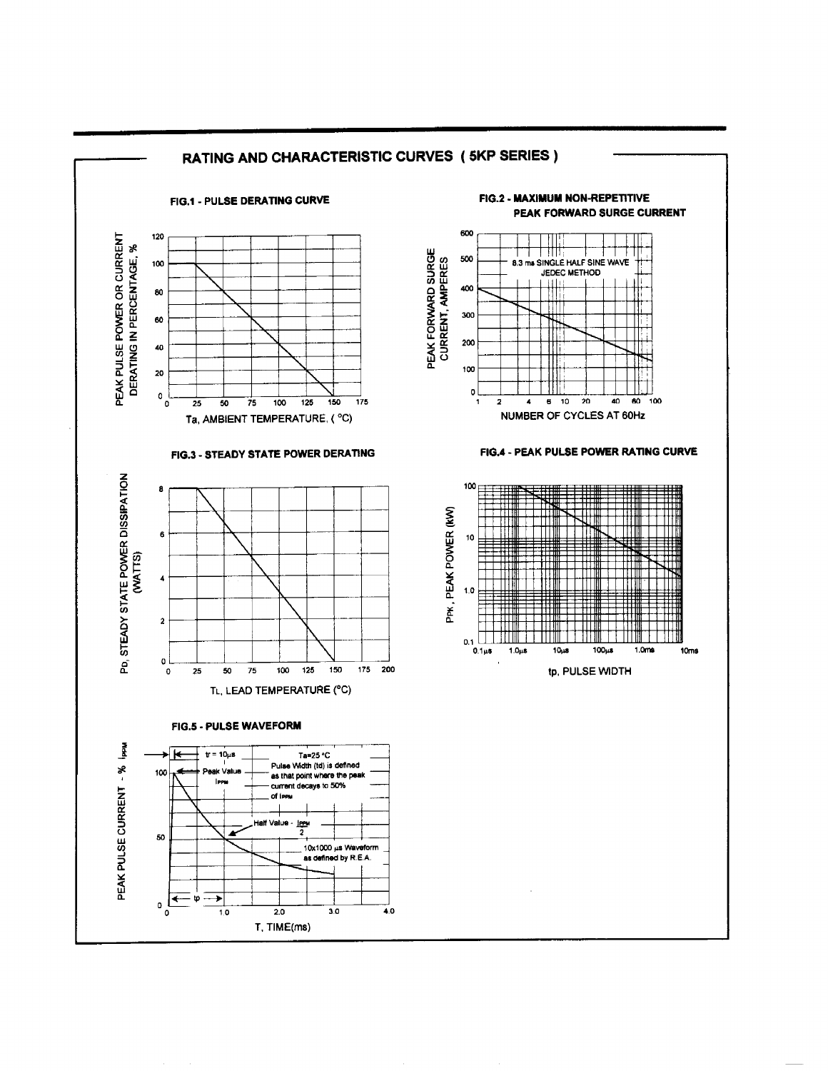## RATING AND CHARACTERISTIC CURVES ( 5KP SERIES )

### FIG.1 - PULSE DERATING CURVE

PEAK PULSE POWER OR CURRENT DERATING IN PERCENTAGE, %

120
100
80
60
40
20
0

0 25 50 75 100 125 150 175

Ta, AMBIENT TEMPERATURE, ( °C)

### FIG.2 - MAXIMUM NON-REPETITIVE PEAK FORWARD SURGE CURRENT

PEAK FORWARD SURGE CURRENT, AMPERES

600
500
400
300
200
100
0

8.3 ms SINGLE HALF SINE WAVE
JEDEC METHOD

1 2 4 6 10 20 40 60 100

NUMBER OF CYCLES AT 60Hz

### FIG.3 - STEADY STATE POWER DERATING

$P_D$, STEADY STATE POWER DISSIPATION (WATTS)

8
6
4
2
0

0 25 50 75 100 125 150 175 200

$T_L$, LEAD TEMPERATURE (°C)

### FIG.4 - PEAK PULSE POWER RATING CURVE

$P_{PK}$, PEAK POWER (kW)

100
10
1.0
0.1

0.1μs 1.0μs 10μs 100μs 1.0ms 10ms

tp, PULSE WIDTH

### FIG.5 - PULSE WAVEFORM

PEAK PULSE CURRENT - % $I_{PPM}$

100
50
0

tr = 10μs

Peak Value $I_{PPM}$

Ta=25 °C
Pulse Width (td) is defined as that point where the peak current decays to 50% of $I_{PPM}$

Half Value - $\frac{I_{PPM}}{2}$

10x1000 μs Waveform as defined by R.E.A.

tp

0 1.0 2.0 3.0 4.0

T, TIME(ms)